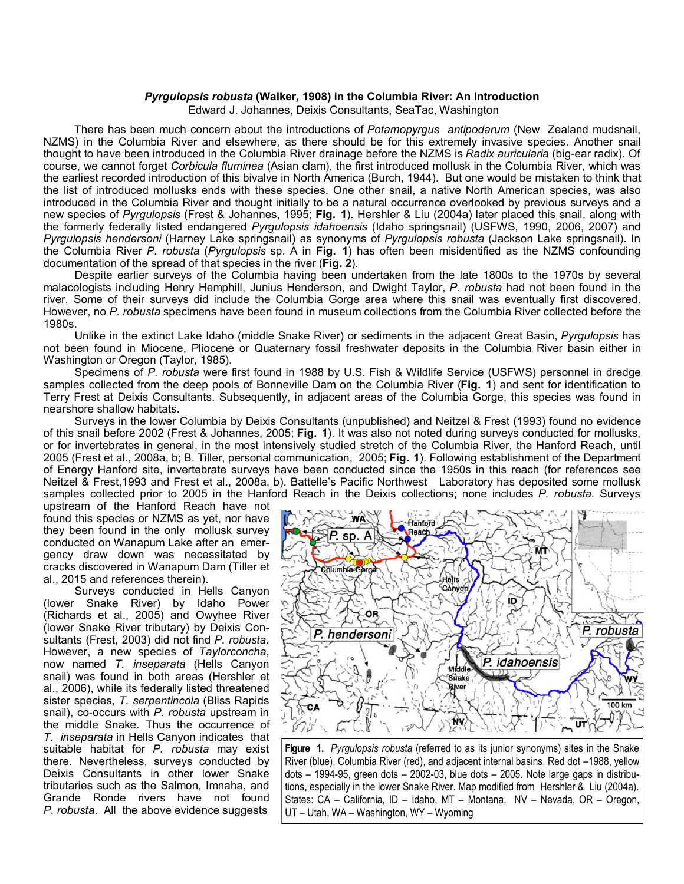# *Pyrgulopsis robusta* (Walker, 1908) in the Columbia River: An Introduction

Edward J. Johannes, Deixis Consultants, SeaTac, Washington

There has been much concern about the introductions of *Potamopyrgus antipodarum* (New Zealand mudsnail, NZMS) in the Columbia River and elsewhere, as there should be for this extremely invasive species. Another snail thought to have been introduced in the Columbia River drainage before the NZMS is *Radix auricularia* (big-ear radix). Of course, we cannot forget *Corbicula fluminea* (Asian clam), the first introduced mollusk in the Columbia River, which was the earliest recorded introduction of this bivalve in North America (Burch, 1944). But one would be mistaken to think that the list of introduced mollusks ends with these species. One other snail, a native North American species, was also introduced in the Columbia River and thought initially to be a natural occurrence overlooked by previous surveys and a new species of *Pyrgulopsis* (Frest & Johannes, 1995; **Fig. 1**). Hershler & Liu (2004a) later placed this snail, along with the formerly federally listed endangered *Pyrgulopsis idahoensis* (Idaho springsnail) (USFWS, 1990, 2006, 2007) and *Pyrgulopsis hendersoni* (Harney Lake springsnail) as synonyms of *Pyrgulopsis robusta* (Jackson Lake springsnail). In the Columbia River *P. robusta* (*Pyrgulopsis* sp. A in **Fig. 1**) has often been misidentified as the NZMS confounding documentation of the spread of that species in the river (**Fig. 2**).

Despite earlier surveys of the Columbia having been undertaken from the late 1800s to the 1970s by several malacologists including Henry Hemphill, Junius Henderson, and Dwight Taylor, *P. robusta* had not been found in the river. Some of their surveys did include the Columbia Gorge area where this snail was eventually first discovered. However, no *P. robusta* specimens have been found in museum collections from the Columbia River collected before the 1980s.

Unlike in the extinct Lake Idaho (middle Snake River) or sediments in the adjacent Great Basin, *Pyrgulopsis* has not been found in Miocene, Pliocene or Quaternary fossil freshwater deposits in the Columbia River basin either in Washington or Oregon (Taylor, 1985).

Specimens of *P. robusta* were first found in 1988 by U.S. Fish & Wildlife Service (USFWS) personnel in dredge samples collected from the deep pools of Bonneville Dam on the Columbia River (**Fig. 1**) and sent for identification to Terry Frest at Deixis Consultants. Subsequently, in adjacent areas of the Columbia Gorge, this species was found in nearshore shallow habitats.

Surveys in the lower Columbia by Deixis Consultants (unpublished) and Neitzel & Frest (1993) found no evidence of this snail before 2002 (Frest & Johannes, 2005; **Fig. 1**). It was also not noted during surveys conducted for mollusks, or for invertebrates in general, in the most intensively studied stretch of the Columbia River, the Hanford Reach, until 2005 (Frest et al., 2008a, b; B. Tiller, personal communication, 2005; **Fig. 1**). Following establishment of the Department of Energy Hanford site, invertebrate surveys have been conducted since the 1950s in this reach (for references see Neitzel & Frest,1993 and Frest et al., 2008a, b). Battelle's Pacific Northwest Laboratory has deposited some mollusk samples collected prior to 2005 in the Hanford Reach in the Deixis collections; none includes *P. robusta*. Surveys upstream of the Hanford Reach have not found this species or NZMS as yet, nor have they been found in the only mollusk survey conducted on Wanapum Lake after an emergency draw down was necessitated by cracks discovered in Wanapum Dam (Tiller et al., 2015 and references therein).

Surveys conducted in Hells Canyon (lower Snake River) by Idaho Power (Richards et al., 2005) and Owyhee River (lower Snake River tributary) by Deixis Consultants (Frest, 2003) did not find *P. robusta*. However, a new species of *Taylorconcha*, now named *T. inseparata* (Hells Canyon snail) was found in both areas (Hershler et al., 2006), while its federally listed threatened sister species, *T. serpentincola* (Bliss Rapids snail), co-occurs with *P. robusta* upstream in the middle Snake. Thus the occurrence of *T. inseparata* in Hells Canyon indicates that suitable habitat for *P. robusta* may exist there. Nevertheless, surveys conducted by Deixis Consultants in other lower Snake tributaries such as the Salmon, Imnaha, and Grande Ronde rivers have not found *P. robusta*. All the above evidence suggests

**Figure 1.** *Pyrgulopsis robusta* (referred to as its junior synonyms) sites in the Snake River (blue), Columbia River (red), and adjacent internal basins. Red dot –1988, yellow dots – 1994-95, green dots – 2002-03, blue dots – 2005. Note large gaps in distributions, especially in the lower Snake River. Map modified from Hershler & Liu (2004a). States: CA – California, ID – Idaho, MT – Montana, NV – Nevada, OR – Oregon, UT – Utah, WA – Washington, WY – Wyoming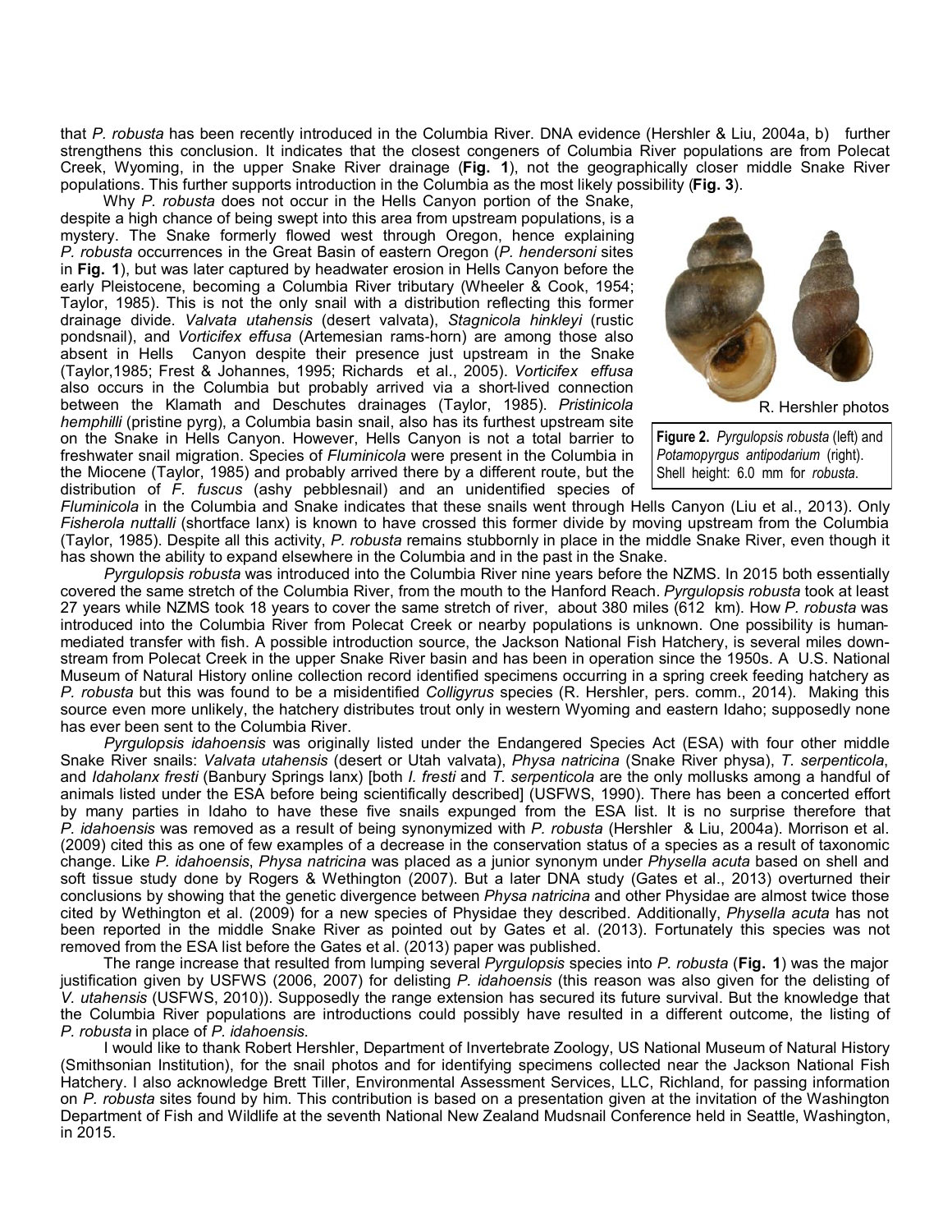that *P. robusta* has been recently introduced in the Columbia River. DNA evidence (Hershler & Liu, 2004a, b) further strengthens this conclusion. It indicates that the closest congeners of Columbia River populations are from Polecat Creek, Wyoming, in the upper Snake River drainage (**Fig. 1**), not the geographically closer middle Snake River populations. This further supports introduction in the Columbia as the most likely possibility (**Fig. 3**).

Why *P. robusta* does not occur in the Hells Canyon portion of the Snake, despite a high chance of being swept into this area from upstream populations, is a mystery. The Snake formerly flowed west through Oregon, hence explaining *P. robusta* occurrences in the Great Basin of eastern Oregon (*P. hendersoni* sites in **Fig. 1**), but was later captured by headwater erosion in Hells Canyon before the early Pleistocene, becoming a Columbia River tributary (Wheeler & Cook, 1954; Taylor, 1985). This is not the only snail with a distribution reflecting this former drainage divide. *Valvata utahensis* (desert valvata), *Stagnicola hinkleyi* (rustic pondsnail), and *Vorticifex effusa* (Artemesian rams-horn) are among those also absent in Hells Canyon despite their presence just upstream in the Snake (Taylor,1985; Frest & Johannes, 1995; Richards et al., 2005). *Vorticifex effusa* also occurs in the Columbia but probably arrived via a short-lived connection between the Klamath and Deschutes drainages (Taylor, 1985). *Pristinicola hemphilli* (pristine pyrg), a Columbia basin snail, also has its furthest upstream site on the Snake in Hells Canyon. However, Hells Canyon is not a total barrier to freshwater snail migration. Species of *Fluminicola* were present in the Columbia in the Miocene (Taylor, 1985) and probably arrived there by a different route, but the distribution of *F. fuscus* (ashy pebblesnail) and an unidentified species of *Fluminicola* in the Columbia and Snake indicates that these snails went through Hells Canyon (Liu et al., 2013). Only *Fisherola nuttalli* (shortface lanx) is known to have crossed this former divide by moving upstream from the Columbia (Taylor, 1985). Despite all this activity, *P. robusta* remains stubbornly in place in the middle Snake River, even though it has shown the ability to expand elsewhere in the Columbia and in the past in the Snake.

R. Hershler photos

**Figure 2.** *Pyrgulopsis robusta* (left) and *Potamopyrgus antipodarium* (right). Shell height: 6.0 mm for *robusta*.

*Pyrgulopsis robusta* was introduced into the Columbia River nine years before the NZMS. In 2015 both essentially covered the same stretch of the Columbia River, from the mouth to the Hanford Reach. *Pyrgulopsis robusta* took at least 27 years while NZMS took 18 years to cover the same stretch of river, about 380 miles (612 km). How *P. robusta* was introduced into the Columbia River from Polecat Creek or nearby populations is unknown. One possibility is human-mediated transfer with fish. A possible introduction source, the Jackson National Fish Hatchery, is several miles downstream from Polecat Creek in the upper Snake River basin and has been in operation since the 1950s. A U.S. National Museum of Natural History online collection record identified specimens occurring in a spring creek feeding hatchery as *P. robusta* but this was found to be a misidentified *Colligyrus* species (R. Hershler, pers. comm., 2014). Making this source even more unlikely, the hatchery distributes trout only in western Wyoming and eastern Idaho; supposedly none has ever been sent to the Columbia River.

*Pyrgulopsis idahoensis* was originally listed under the Endangered Species Act (ESA) with four other middle Snake River snails: *Valvata utahensis* (desert or Utah valvata), *Physa natricina* (Snake River physa), *T. serpenticola*, and *Idaholanx fresti* (Banbury Springs lanx) [both *I. fresti* and *T. serpenticola* are the only mollusks among a handful of animals listed under the ESA before being scientifically described] (USFWS, 1990). There has been a concerted effort by many parties in Idaho to have these five snails expunged from the ESA list. It is no surprise therefore that *P. idahoensis* was removed as a result of being synonymized with *P. robusta* (Hershler & Liu, 2004a). Morrison et al. (2009) cited this as one of few examples of a decrease in the conservation status of a species as a result of taxonomic change. Like *P. idahoensis*, *Physa natricina* was placed as a junior synonym under *Physella acuta* based on shell and soft tissue study done by Rogers & Wethington (2007). But a later DNA study (Gates et al., 2013) overturned their conclusions by showing that the genetic divergence between *Physa natricina* and other Physidae are almost twice those cited by Wethington et al. (2009) for a new species of Physidae they described. Additionally, *Physella acuta* has not been reported in the middle Snake River as pointed out by Gates et al. (2013). Fortunately this species was not removed from the ESA list before the Gates et al. (2013) paper was published.

The range increase that resulted from lumping several *Pyrgulopsis* species into *P. robusta* (**Fig. 1**) was the major justification given by USFWS (2006, 2007) for delisting *P. idahoensis* (this reason was also given for the delisting of *V. utahensis* (USFWS, 2010)). Supposedly the range extension has secured its future survival. But the knowledge that the Columbia River populations are introductions could possibly have resulted in a different outcome, the listing of *P. robusta* in place of *P. idahoensis*.

I would like to thank Robert Hershler, Department of Invertebrate Zoology, US National Museum of Natural History (Smithsonian Institution), for the snail photos and for identifying specimens collected near the Jackson National Fish Hatchery. I also acknowledge Brett Tiller, Environmental Assessment Services, LLC, Richland, for passing information on *P. robusta* sites found by him. This contribution is based on a presentation given at the invitation of the Washington Department of Fish and Wildlife at the seventh National New Zealand Mudsnail Conference held in Seattle, Washington, in 2015.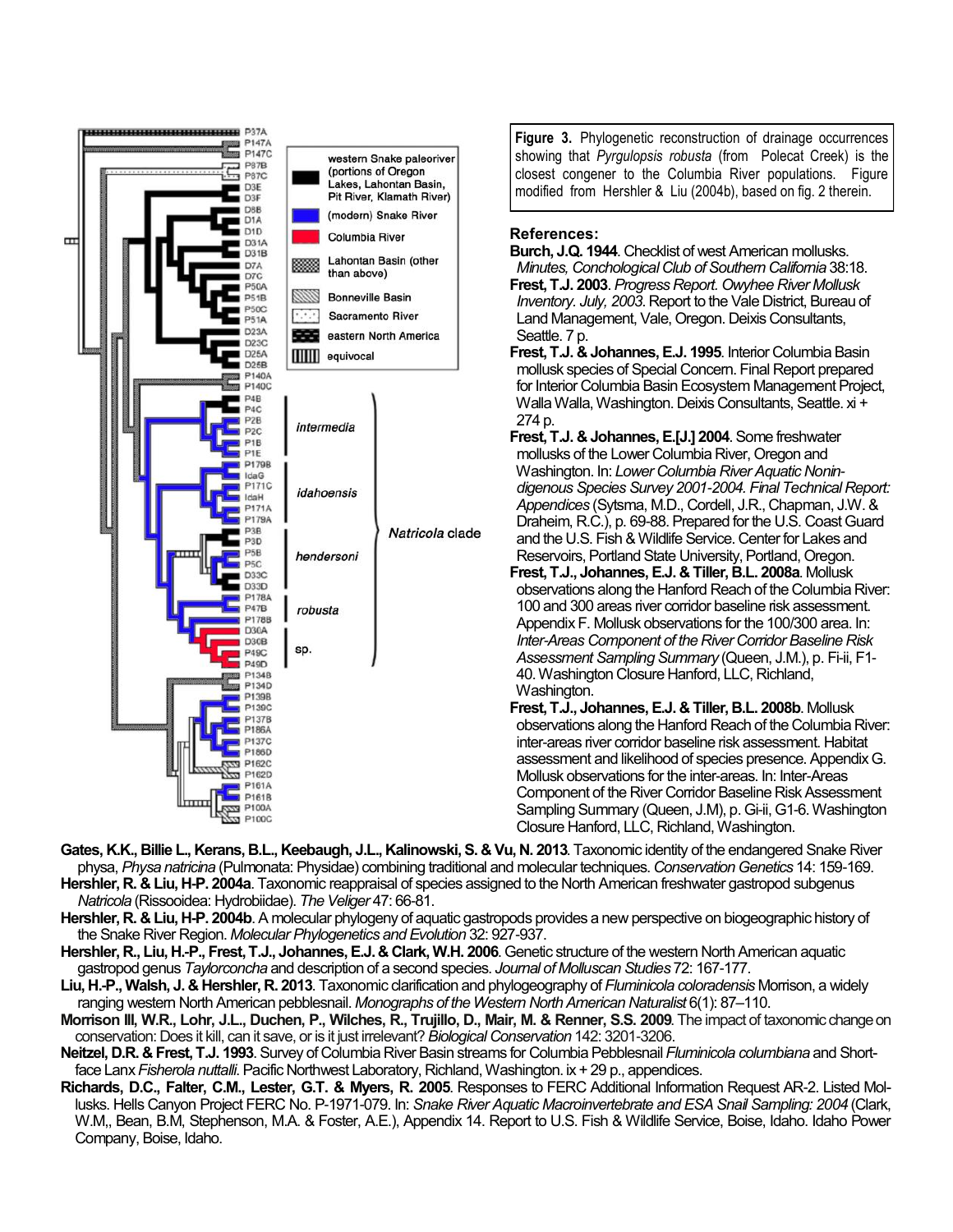**Figure 3.** Phylogenetic reconstruction of drainage occurrences showing that *Pyrgulopsis robusta* (from Polecat Creek) is the closest congener to the Columbia River populations. Figure modified from Hershler & Liu (2004b), based on fig. 2 therein.

### References:

**Burch, J.Q. 1944**. Checklist of west American mollusks. *Minutes, Conchological Club of Southern California* 38:18.

**Frest, T.J. 2003**. *Progress Report. Owyhee River Mollusk Inventory. July, 2003*. Report to the Vale District, Bureau of Land Management, Vale, Oregon. Deixis Consultants, Seattle. 7 p.

**Frest, T.J. & Johannes, E.J. 1995**. Interior Columbia Basin mollusk species of Special Concern. Final Report prepared for Interior Columbia Basin Ecosystem Management Project, Walla Walla, Washington. Deixis Consultants, Seattle. xi + 274 p.

**Frest, T.J. & Johannes, E.[J.] 2004**. Some freshwater mollusks of the Lower Columbia River, Oregon and Washington. In: *Lower Columbia River Aquatic Nonindigenous Species Survey 2001-2004. Final Technical Report: Appendices* (Sytsma, M.D., Cordell, J.R., Chapman, J.W. & Draheim, R.C.), p. 69-88. Prepared for the U.S. Coast Guard and the U.S. Fish & Wildlife Service. Center for Lakes and Reservoirs, Portland State University, Portland, Oregon.

**Frest, T.J., Johannes, E.J. & Tiller, B.L. 2008a**. Mollusk observations along the Hanford Reach of the Columbia River: 100 and 300 areas river corridor baseline risk assessment. Appendix F. Mollusk observations for the 100/300 area. In: *Inter-Areas Component of the River Corridor Baseline Risk Assessment Sampling Summary* (Queen, J.M.), p. Fi-ii, F1-40. Washington Closure Hanford, LLC, Richland, Washington.

**Frest, T.J., Johannes, E.J. & Tiller, B.L. 2008b**. Mollusk observations along the Hanford Reach of the Columbia River: inter-areas river corridor baseline risk assessment. Habitat assessment and likelihood of species presence. Appendix G. Mollusk observations for the inter-areas. In: Inter-Areas Component of the River Corridor Baseline Risk Assessment Sampling Summary (Queen, J.M), p. Gi-ii, G1-6. Washington Closure Hanford, LLC, Richland, Washington.

**Gates, K.K., Billie L., Kerans, B.L., Keebaugh, J.L., Kalinowski, S. & Vu, N. 2013**. Taxonomic identity of the endangered Snake River physa, *Physa natricina* (Pulmonata: Physidae) combining traditional and molecular techniques. *Conservation Genetics* 14: 159-169.

**Hershler, R. & Liu, H-P. 2004a**. Taxonomic reappraisal of species assigned to the North American freshwater gastropod subgenus *Natricola* (Rissooidea: Hydrobiidae). *The Veliger* 47: 66-81.

**Hershler, R. & Liu, H-P. 2004b**. A molecular phylogeny of aquatic gastropods provides a new perspective on biogeographic history of the Snake River Region. *Molecular Phylogenetics and Evolution* 32: 927-937.

**Hershler, R., Liu, H.-P., Frest, T.J., Johannes, E.J. & Clark, W.H. 2006**. Genetic structure of the western North American aquatic gastropod genus *Taylorconcha* and description of a second species. *Journal of Molluscan Studies* 72: 167-177.

**Liu, H.-P., Walsh, J. & Hershler, R. 2013**. Taxonomic clarification and phylogeography of *Fluminicola coloradensis* Morrison, a widely ranging western North American pebblesnail. *Monographs of the Western North American Naturalist* 6(1): 87–110.

**Morrison III, W.R., Lohr, J.L., Duchen, P., Wilches, R., Trujillo, D., Mair, M. & Renner, S.S. 2009**. The impact of taxonomic change on conservation: Does it kill, can it save, or is it just irrelevant? *Biological Conservation* 142: 3201-3206.

**Neitzel, D.R. & Frest, T.J. 1993**. Survey of Columbia River Basin streams for Columbia Pebblesnail *Fluminicola columbiana* and Shortface Lanx *Fisherola nuttalli*. Pacific Northwest Laboratory, Richland, Washington. ix + 29 p., appendices.

**Richards, D.C., Falter, C.M., Lester, G.T. & Myers, R. 2005**. Responses to FERC Additional Information Request AR-2. Listed Mollusks. Hells Canyon Project FERC No. P-1971-079. In: *Snake River Aquatic Macroinvertebrate and ESA Snail Sampling: 2004* (Clark, W.M,, Bean, B.M, Stephenson, M.A. & Foster, A.E.), Appendix 14. Report to U.S. Fish & Wildlife Service, Boise, Idaho. Idaho Power Company, Boise, Idaho.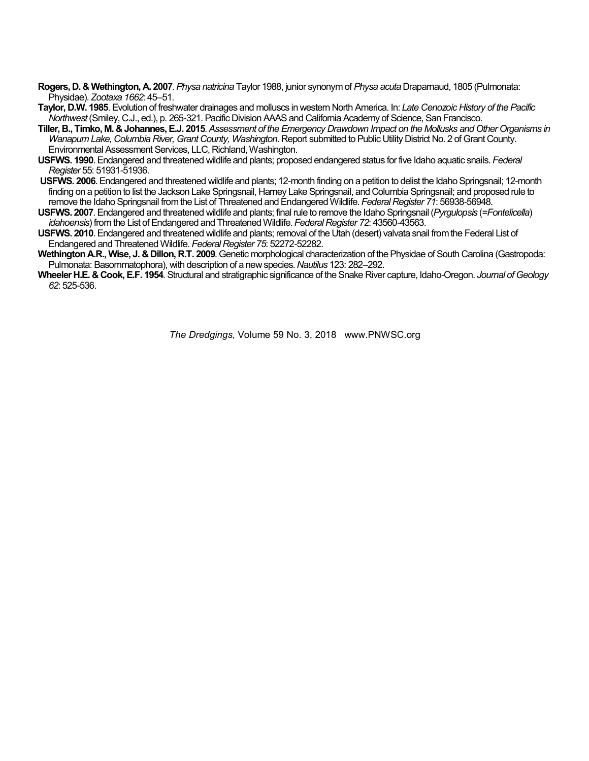**Rogers, D. & Wethington, A. 2007**. *Physa natricina* Taylor 1988, junior synonym of *Physa acuta* Draparnaud, 1805 (Pulmonata: Physidae). *Zootaxa 1662*: 45–51.

**Taylor, D.W. 1985**. Evolution of freshwater drainages and molluscs in western North America. In: *Late Cenozoic History of the Pacific Northwest* (Smiley, C.J., ed.), p. 265-321. Pacific Division AAAS and California Academy of Science, San Francisco.

**Tiller, B., Timko, M. & Johannes, E.J. 2015**. *Assessment of the Emergency Drawdown Impact on the Mollusks and Other Organisms in Wanapum Lake, Columbia River, Grant County, Washington*. Report submitted to Public Utility District No. 2 of Grant County. Environmental Assessment Services, LLC, Richland, Washington.

**USFWS. 1990**. Endangered and threatened wildlife and plants; proposed endangered status for five Idaho aquatic snails. *Federal Register* 55: 51931-51936.

**USFWS. 2006**. Endangered and threatened wildlife and plants; 12-month finding on a petition to delist the Idaho Springsnail; 12-month finding on a petition to list the Jackson Lake Springsnail, Harney Lake Springsnail, and Columbia Springsnail; and proposed rule to remove the Idaho Springsnail from the List of Threatened and Endangered Wildlife. *Federal Register 71*: 56938-56948.

**USFWS. 2007**. Endangered and threatened wildlife and plants; final rule to remove the Idaho Springsnail (*Pyrgulopsis* (*=Fontelicella*) *idahoensis*) from the List of Endangered and Threatened Wildlife. *Federal Register 72*: 43560-43563.

**USFWS. 2010**. Endangered and threatened wildlife and plants; removal of the Utah (desert) valvata snail from the Federal List of Endangered and Threatened Wildlife. *Federal Register 75*: 52272-52282.

**Wethington A.R., Wise, J. & Dillon, R.T. 2009**. Genetic morphological characterization of the Physidae of South Carolina (Gastropoda: Pulmonata: Basommatophora), with description of a new species. *Nautilus* 123: 282–292.

**Wheeler H.E. & Cook, E.F. 1954**. Structural and stratigraphic significance of the Snake River capture, Idaho-Oregon. *Journal of Geology 62*: 525-536.